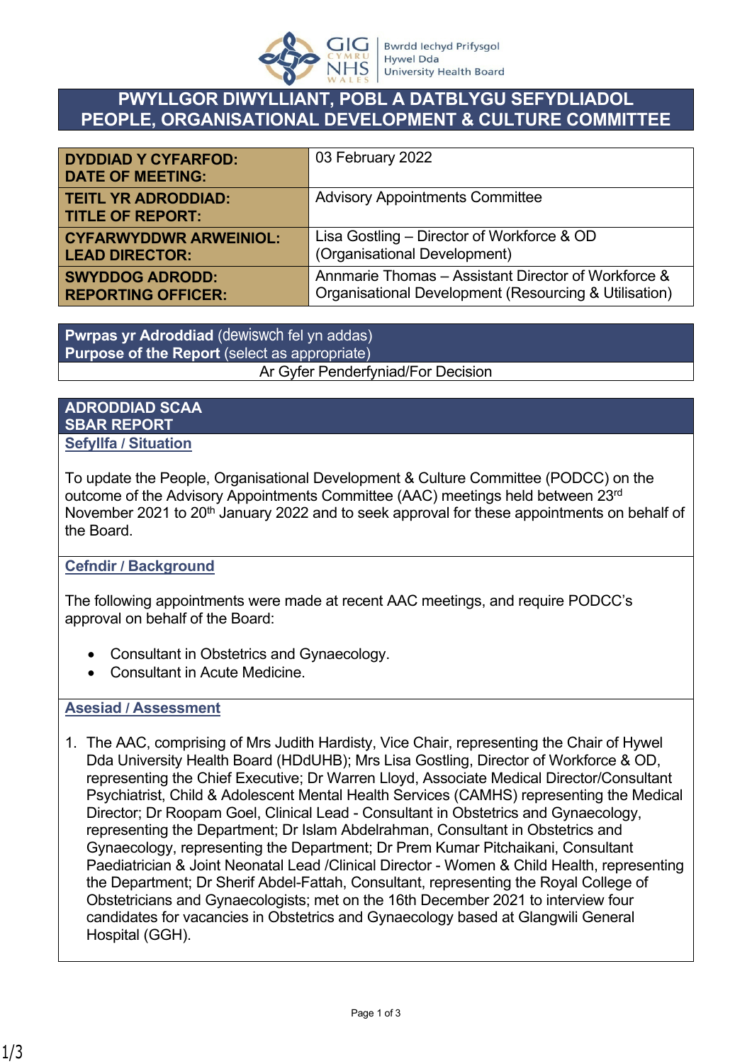# PWYLLGOR DIWYLLIANT, POBL A DATBLYGU SEFYDLIADOL
# PEOPLE, ORGANISATIONAL DEVELOPMENT & CULTURE COMMITTEE

| | |
|---|---|
| **DYDDIAD Y CYFARFOD: DATE OF MEETING:** | 03 February 2022 |
| **TEITL YR ADRODDIAD: TITLE OF REPORT:** | Advisory Appointments Committee |
| **CYFARWYDDWR ARWEINIOL: LEAD DIRECTOR:** | Lisa Gostling – Director of Workforce & OD (Organisational Development) |
| **SWYDDOG ADRODD: REPORTING OFFICER:** | Annmarie Thomas – Assistant Director of Workforce & Organisational Development (Resourcing & Utilisation) |

| **Pwrpas yr Adroddiad** (dewiswch fel yn addas) **Purpose of the Report** (select as appropriate) |
|---|
| Ar Gyfer Penderfyniad/For Decision |

## ADRODDIAD SCAA
## SBAR REPORT

### Sefyllfa / Situation

To update the People, Organisational Development & Culture Committee (PODCC) on the outcome of the Advisory Appointments Committee (AAC) meetings held between 23rd November 2021 to 20th January 2022 and to seek approval for these appointments on behalf of the Board.

### Cefndir / Background

The following appointments were made at recent AAC meetings, and require PODCC's approval on behalf of the Board:

- Consultant in Obstetrics and Gynaecology.
- Consultant in Acute Medicine.

### Asesiad / Assessment

1. The AAC, comprising of Mrs Judith Hardisty, Vice Chair, representing the Chair of Hywel Dda University Health Board (HDdUHB); Mrs Lisa Gostling, Director of Workforce & OD, representing the Chief Executive; Dr Warren Lloyd, Associate Medical Director/Consultant Psychiatrist, Child & Adolescent Mental Health Services (CAMHS) representing the Medical Director; Dr Roopam Goel, Clinical Lead - Consultant in Obstetrics and Gynaecology, representing the Department; Dr Islam Abdelrahman, Consultant in Obstetrics and Gynaecology, representing the Department; Dr Prem Kumar Pitchaikani, Consultant Paediatrician & Joint Neonatal Lead /Clinical Director - Women & Child Health, representing the Department; Dr Sherif Abdel-Fattah, Consultant, representing the Royal College of Obstetricians and Gynaecologists; met on the 16th December 2021 to interview four candidates for vacancies in Obstetrics and Gynaecology based at Glangwili General Hospital (GGH).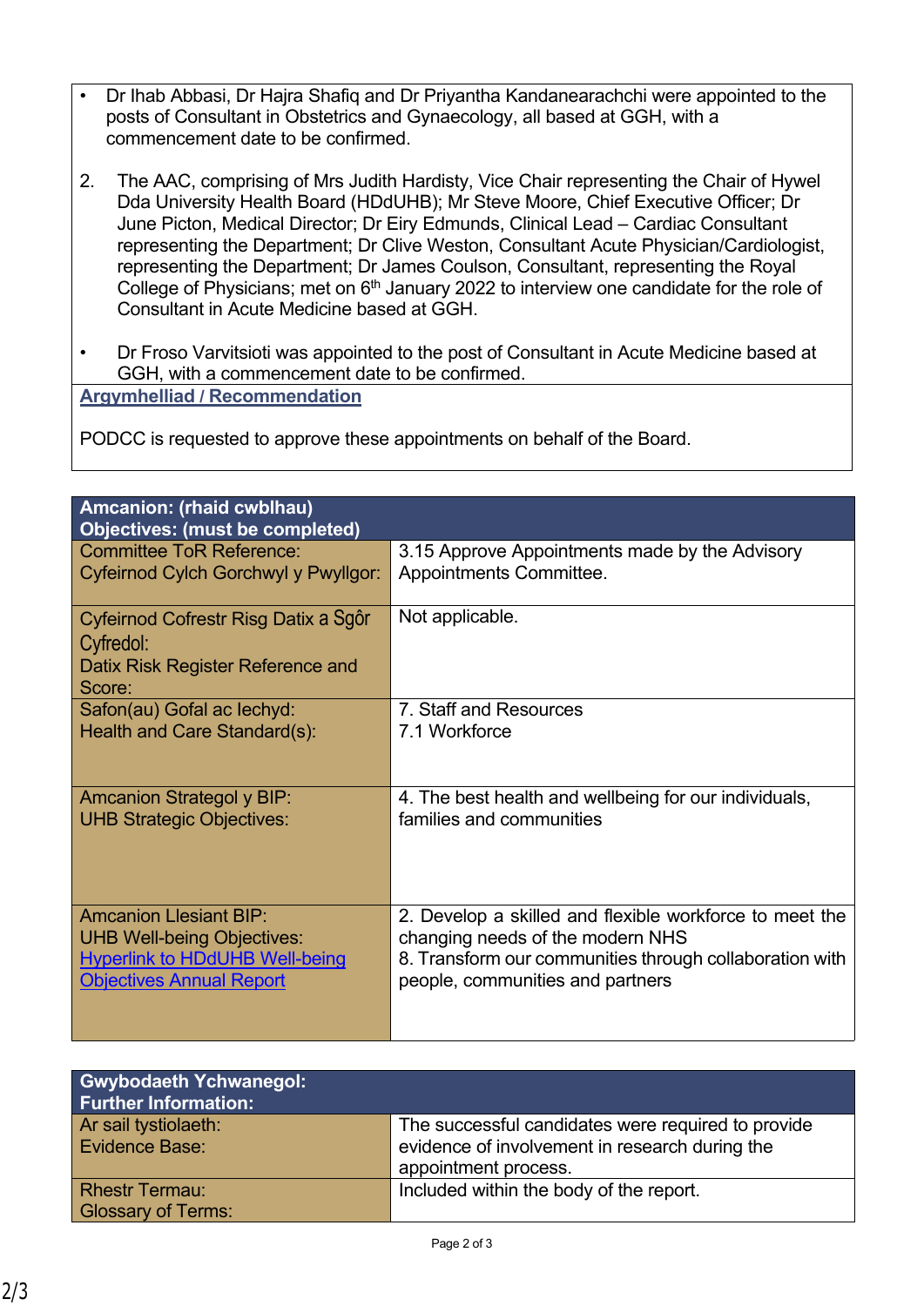- Dr Ihab Abbasi, Dr Hajra Shafiq and Dr Priyantha Kandanearachchi were appointed to the posts of Consultant in Obstetrics and Gynaecology, all based at GGH, with a commencement date to be confirmed.

2. The AAC, comprising of Mrs Judith Hardisty, Vice Chair representing the Chair of Hywel Dda University Health Board (HDdUHB); Mr Steve Moore, Chief Executive Officer; Dr June Picton, Medical Director; Dr Eiry Edmunds, Clinical Lead – Cardiac Consultant representing the Department; Dr Clive Weston, Consultant Acute Physician/Cardiologist, representing the Department; Dr James Coulson, Consultant, representing the Royal College of Physicians; met on 6th January 2022 to interview one candidate for the role of Consultant in Acute Medicine based at GGH.

- Dr Froso Varvitsioti was appointed to the post of Consultant in Acute Medicine based at GGH, with a commencement date to be confirmed.

**Argymhelliad / Recommendation**

PODCC is requested to approve these appointments on behalf of the Board.

| **Amcanion: (rhaid cwblhau)<br>Objectives: (must be completed)** | |
|---|---|
| Committee ToR Reference:<br>Cyfeirnod Cylch Gorchwyl y Pwyllgor: | 3.15 Approve Appointments made by the Advisory Appointments Committee. |
| Cyfeirnod Cofrestr Risg Datix a Sgôr Cyfredol:<br>Datix Risk Register Reference and Score: | Not applicable. |
| Safon(au) Gofal ac Iechyd:<br>Health and Care Standard(s): | 7. Staff and Resources<br>7.1 Workforce |
| Amcanion Strategol y BIP:<br>UHB Strategic Objectives: | 4. The best health and wellbeing for our individuals, families and communities |
| Amcanion Llesiant BIP:<br>UHB Well-being Objectives:<br>Hyperlink to HDdUHB Well-being Objectives Annual Report | 2. Develop a skilled and flexible workforce to meet the changing needs of the modern NHS<br>8. Transform our communities through collaboration with people, communities and partners |

| **Gwybodaeth Ychwanegol:<br>Further Information:** | |
|---|---|
| Ar sail tystiolaeth:<br>Evidence Base: | The successful candidates were required to provide evidence of involvement in research during the appointment process. |
| Rhestr Termau:<br>Glossary of Terms: | Included within the body of the report. |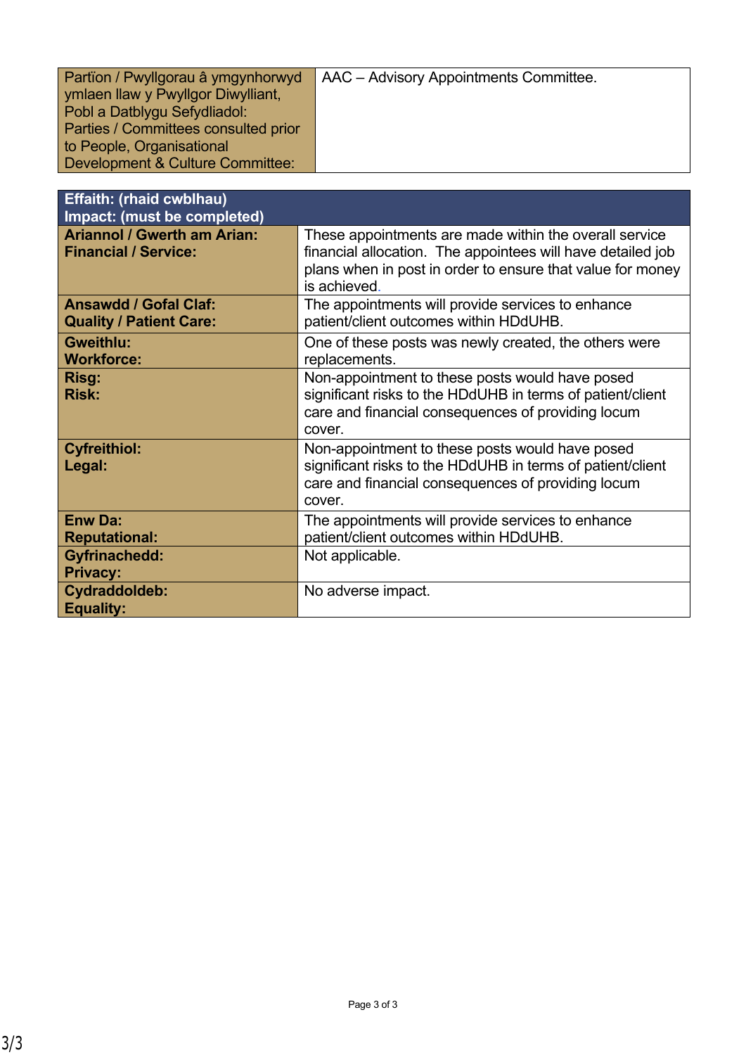| | |
|---|---|
| Partïon / Pwyllgorau â ymgynhorwyd ymlaen llaw y Pwyllgor Diwylliant, Pobl a Datblygu Sefydliadol: Parties / Committees consulted prior to People, Organisational Development & Culture Committee: | AAC – Advisory Appointments Committee. |

| **Effaith: (rhaid cwblhau) Impact: (must be completed)** | |
|---|---|
| **Ariannol / Gwerth am Arian: Financial / Service:** | These appointments are made within the overall service financial allocation. The appointees will have detailed job plans when in post in order to ensure that value for money is achieved. |
| **Ansawdd / Gofal Claf: Quality / Patient Care:** | The appointments will provide services to enhance patient/client outcomes within HDdUHB. |
| **Gweithlu: Workforce:** | One of these posts was newly created, the others were replacements. |
| **Risg: Risk:** | Non-appointment to these posts would have posed significant risks to the HDdUHB in terms of patient/client care and financial consequences of providing locum cover. |
| **Cyfreithiol: Legal:** | Non-appointment to these posts would have posed significant risks to the HDdUHB in terms of patient/client care and financial consequences of providing locum cover. |
| **Enw Da: Reputational:** | The appointments will provide services to enhance patient/client outcomes within HDdUHB. |
| **Gyfrinachedd: Privacy:** | Not applicable. |
| **Cydraddoldeb: Equality:** | No adverse impact. |